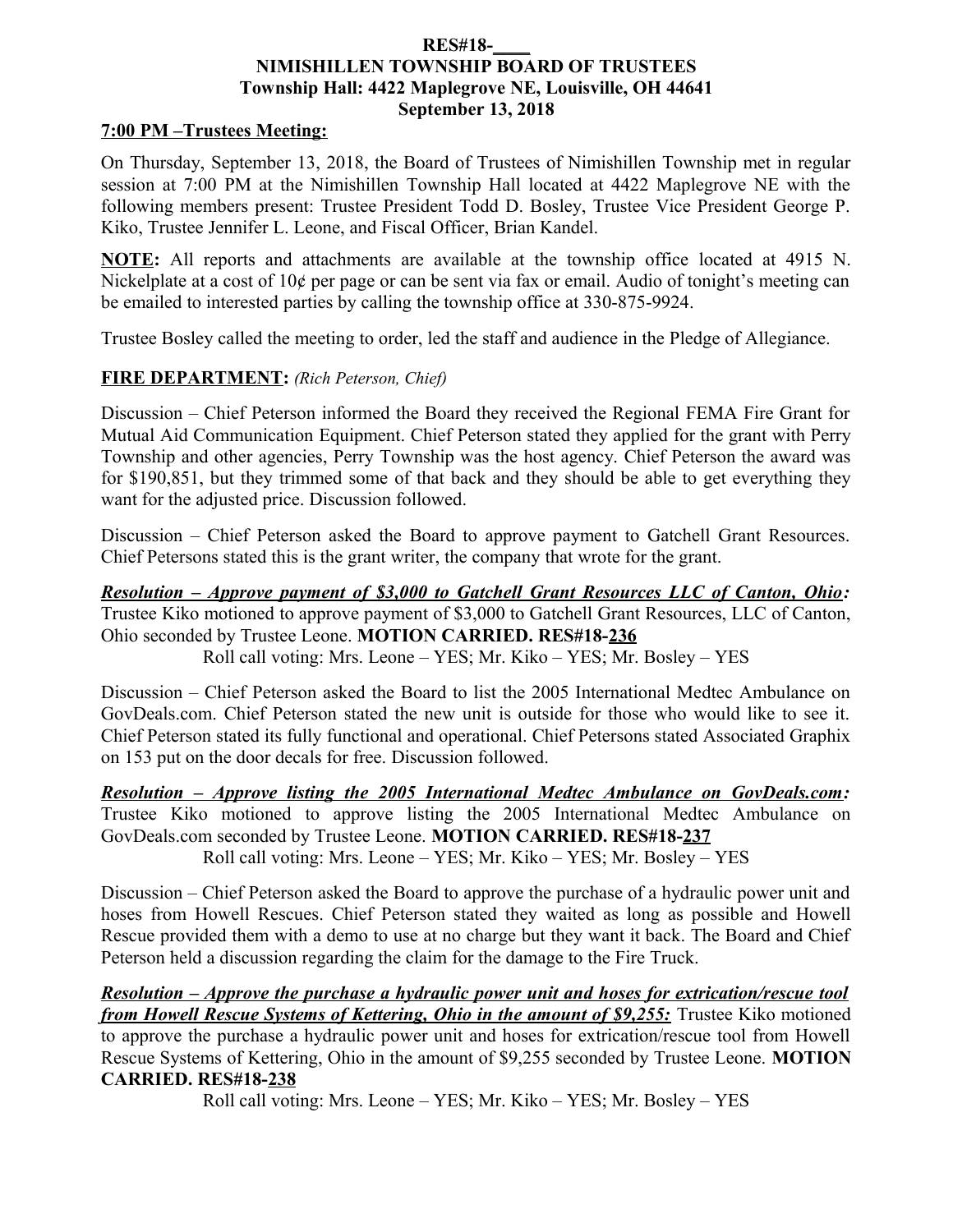**RES#18-\_\_\_\_**
**NIMISHILLEN TOWNSHIP BOARD OF TRUSTEES**
**Township Hall: 4422 Maplegrove NE, Louisville, OH 44641**
**September 13, 2018**

**7:00 PM –Trustees Meeting:**

On Thursday, September 13, 2018, the Board of Trustees of Nimishillen Township met in regular session at 7:00 PM at the Nimishillen Township Hall located at 4422 Maplegrove NE with the following members present: Trustee President Todd D. Bosley, Trustee Vice President George P. Kiko, Trustee Jennifer L. Leone, and Fiscal Officer, Brian Kandel.

**NOTE:** All reports and attachments are available at the township office located at 4915 N. Nickelplate at a cost of 10¢ per page or can be sent via fax or email. Audio of tonight's meeting can be emailed to interested parties by calling the township office at 330-875-9924.

Trustee Bosley called the meeting to order, led the staff and audience in the Pledge of Allegiance.

**FIRE DEPARTMENT:** *(Rich Peterson, Chief)*

Discussion – Chief Peterson informed the Board they received the Regional FEMA Fire Grant for Mutual Aid Communication Equipment. Chief Peterson stated they applied for the grant with Perry Township and other agencies, Perry Township was the host agency. Chief Peterson the award was for $190,851, but they trimmed some of that back and they should be able to get everything they want for the adjusted price. Discussion followed.

Discussion – Chief Peterson asked the Board to approve payment to Gatchell Grant Resources. Chief Petersons stated this is the grant writer, the company that wrote for the grant.

***Resolution – Approve payment of $3,000 to Gatchell Grant Resources LLC of Canton, Ohio:*** Trustee Kiko motioned to approve payment of $3,000 to Gatchell Grant Resources, LLC of Canton, Ohio seconded by Trustee Leone. **MOTION CARRIED. RES#18-236**

Roll call voting: Mrs. Leone – YES; Mr. Kiko – YES; Mr. Bosley – YES

Discussion – Chief Peterson asked the Board to list the 2005 International Medtec Ambulance on GovDeals.com. Chief Peterson stated the new unit is outside for those who would like to see it. Chief Peterson stated its fully functional and operational. Chief Petersons stated Associated Graphix on 153 put on the door decals for free. Discussion followed.

***Resolution – Approve listing the 2005 International Medtec Ambulance on GovDeals.com:*** Trustee Kiko motioned to approve listing the 2005 International Medtec Ambulance on GovDeals.com seconded by Trustee Leone. **MOTION CARRIED. RES#18-237**

Roll call voting: Mrs. Leone – YES; Mr. Kiko – YES; Mr. Bosley – YES

Discussion – Chief Peterson asked the Board to approve the purchase of a hydraulic power unit and hoses from Howell Rescues. Chief Peterson stated they waited as long as possible and Howell Rescue provided them with a demo to use at no charge but they want it back. The Board and Chief Peterson held a discussion regarding the claim for the damage to the Fire Truck.

***Resolution – Approve the purchase a hydraulic power unit and hoses for extrication/rescue tool from Howell Rescue Systems of Kettering, Ohio in the amount of $9,255:*** Trustee Kiko motioned to approve the purchase a hydraulic power unit and hoses for extrication/rescue tool from Howell Rescue Systems of Kettering, Ohio in the amount of $9,255 seconded by Trustee Leone. **MOTION CARRIED. RES#18-238**

Roll call voting: Mrs. Leone – YES; Mr. Kiko – YES; Mr. Bosley – YES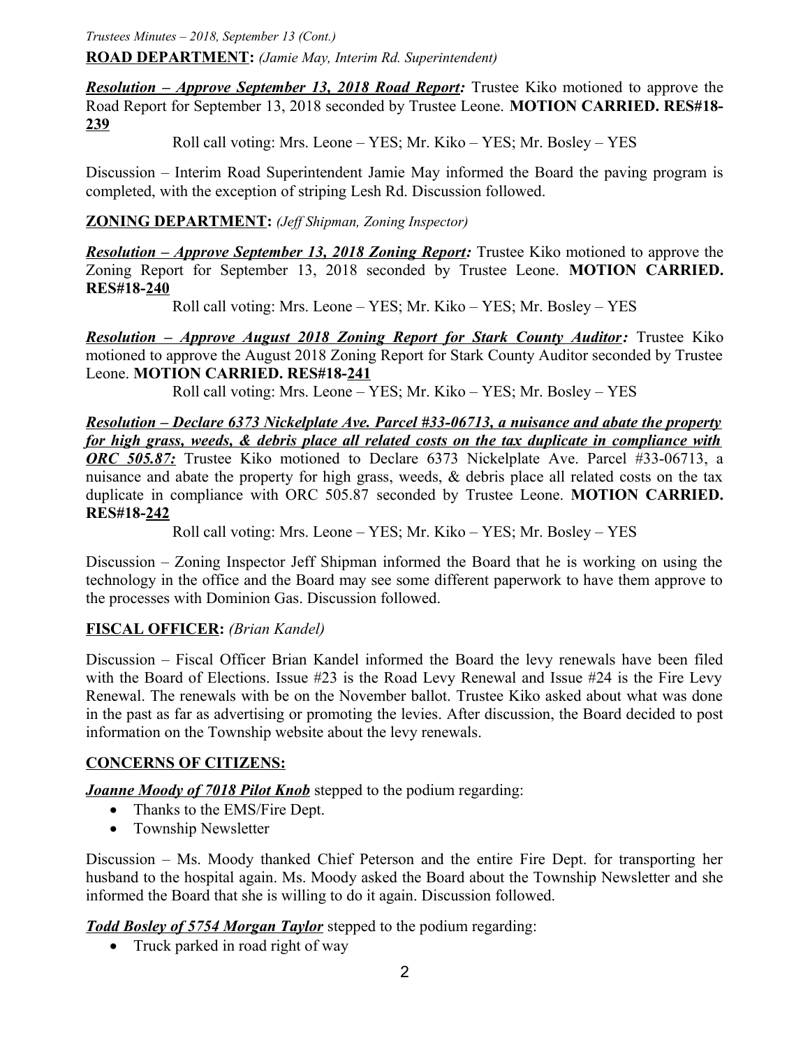**ROAD DEPARTMENT:** *(Jamie May, Interim Rd. Superintendent)*

***Resolution – Approve September 13, 2018 Road Report:*** Trustee Kiko motioned to approve the Road Report for September 13, 2018 seconded by Trustee Leone. **MOTION CARRIED. RES#18-239**

Roll call voting: Mrs. Leone – YES; Mr. Kiko – YES; Mr. Bosley – YES

Discussion – Interim Road Superintendent Jamie May informed the Board the paving program is completed, with the exception of striping Lesh Rd. Discussion followed.

**ZONING DEPARTMENT:** *(Jeff Shipman, Zoning Inspector)*

***Resolution – Approve September 13, 2018 Zoning Report:*** Trustee Kiko motioned to approve the Zoning Report for September 13, 2018 seconded by Trustee Leone. **MOTION CARRIED. RES#18-240**

Roll call voting: Mrs. Leone – YES; Mr. Kiko – YES; Mr. Bosley – YES

***Resolution – Approve August 2018 Zoning Report for Stark County Auditor:*** Trustee Kiko motioned to approve the August 2018 Zoning Report for Stark County Auditor seconded by Trustee Leone. **MOTION CARRIED. RES#18-241**

Roll call voting: Mrs. Leone – YES; Mr. Kiko – YES; Mr. Bosley – YES

***Resolution – Declare 6373 Nickelplate Ave. Parcel #33-06713, a nuisance and abate the property for high grass, weeds, & debris place all related costs on the tax duplicate in compliance with ORC 505.87:*** Trustee Kiko motioned to Declare 6373 Nickelplate Ave. Parcel #33-06713, a nuisance and abate the property for high grass, weeds, & debris place all related costs on the tax duplicate in compliance with ORC 505.87 seconded by Trustee Leone. **MOTION CARRIED. RES#18-242**

Roll call voting: Mrs. Leone – YES; Mr. Kiko – YES; Mr. Bosley – YES

Discussion – Zoning Inspector Jeff Shipman informed the Board that he is working on using the technology in the office and the Board may see some different paperwork to have them approve to the processes with Dominion Gas. Discussion followed.

**FISCAL OFFICER:** *(Brian Kandel)*

Discussion – Fiscal Officer Brian Kandel informed the Board the levy renewals have been filed with the Board of Elections. Issue #23 is the Road Levy Renewal and Issue #24 is the Fire Levy Renewal. The renewals with be on the November ballot. Trustee Kiko asked about what was done in the past as far as advertising or promoting the levies. After discussion, the Board decided to post information on the Township website about the levy renewals.

**CONCERNS OF CITIZENS:**

***Joanne Moody of 7018 Pilot Knob*** stepped to the podium regarding:

- Thanks to the EMS/Fire Dept.
- Township Newsletter

Discussion – Ms. Moody thanked Chief Peterson and the entire Fire Dept. for transporting her husband to the hospital again. Ms. Moody asked the Board about the Township Newsletter and she informed the Board that she is willing to do it again. Discussion followed.

***Todd Bosley of 5754 Morgan Taylor*** stepped to the podium regarding:

- Truck parked in road right of way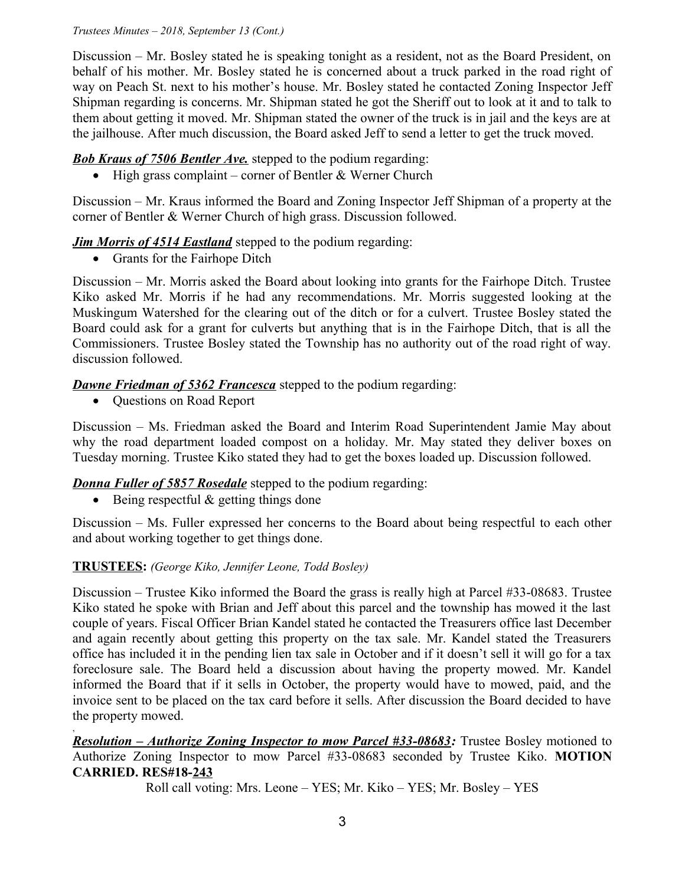Discussion – Mr. Bosley stated he is speaking tonight as a resident, not as the Board President, on behalf of his mother. Mr. Bosley stated he is concerned about a truck parked in the road right of way on Peach St. next to his mother's house. Mr. Bosley stated he contacted Zoning Inspector Jeff Shipman regarding is concerns. Mr. Shipman stated he got the Sheriff out to look at it and to talk to them about getting it moved. Mr. Shipman stated the owner of the truck is in jail and the keys are at the jailhouse. After much discussion, the Board asked Jeff to send a letter to get the truck moved.

***Bob Kraus of 7506 Bentler Ave.*** stepped to the podium regarding:

- High grass complaint – corner of Bentler & Werner Church

Discussion – Mr. Kraus informed the Board and Zoning Inspector Jeff Shipman of a property at the corner of Bentler & Werner Church of high grass. Discussion followed.

***Jim Morris of 4514 Eastland*** stepped to the podium regarding:

- Grants for the Fairhope Ditch

Discussion – Mr. Morris asked the Board about looking into grants for the Fairhope Ditch. Trustee Kiko asked Mr. Morris if he had any recommendations. Mr. Morris suggested looking at the Muskingum Watershed for the clearing out of the ditch or for a culvert. Trustee Bosley stated the Board could ask for a grant for culverts but anything that is in the Fairhope Ditch, that is all the Commissioners. Trustee Bosley stated the Township has no authority out of the road right of way. discussion followed.

***Dawne Friedman of 5362 Francesca*** stepped to the podium regarding:

- Questions on Road Report

Discussion – Ms. Friedman asked the Board and Interim Road Superintendent Jamie May about why the road department loaded compost on a holiday. Mr. May stated they deliver boxes on Tuesday morning. Trustee Kiko stated they had to get the boxes loaded up. Discussion followed.

***Donna Fuller of 5857 Rosedale*** stepped to the podium regarding:

- Being respectful & getting things done

Discussion – Ms. Fuller expressed her concerns to the Board about being respectful to each other and about working together to get things done.

**TRUSTEES:** *(George Kiko, Jennifer Leone, Todd Bosley)*

Discussion – Trustee Kiko informed the Board the grass is really high at Parcel #33-08683. Trustee Kiko stated he spoke with Brian and Jeff about this parcel and the township has mowed it the last couple of years. Fiscal Officer Brian Kandel stated he contacted the Treasurers office last December and again recently about getting this property on the tax sale. Mr. Kandel stated the Treasurers office has included it in the pending lien tax sale in October and if it doesn't sell it will go for a tax foreclosure sale. The Board held a discussion about having the property mowed. Mr. Kandel informed the Board that if it sells in October, the property would have to mowed, paid, and the invoice sent to be placed on the tax card before it sells. After discussion the Board decided to have the property mowed.

***Resolution – Authorize Zoning Inspector to mow Parcel #33-08683:*** Trustee Bosley motioned to Authorize Zoning Inspector to mow Parcel #33-08683 seconded by Trustee Kiko. **MOTION CARRIED. RES#18-243**

Roll call voting: Mrs. Leone – YES; Mr. Kiko – YES; Mr. Bosley – YES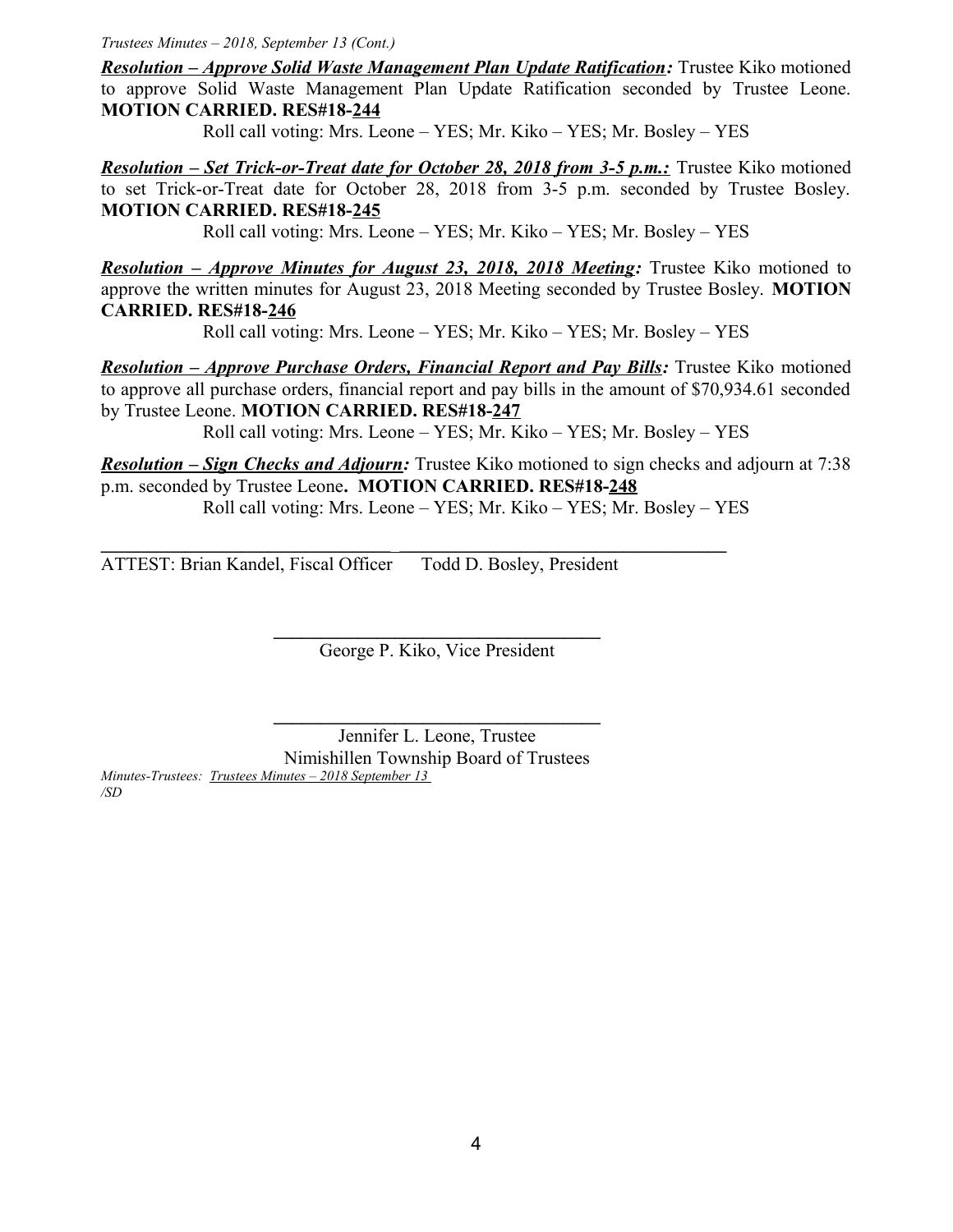***Resolution – Approve Solid Waste Management Plan Update Ratification:*** Trustee Kiko motioned to approve Solid Waste Management Plan Update Ratification seconded by Trustee Leone. **MOTION CARRIED. RES#18-244**

Roll call voting: Mrs. Leone – YES; Mr. Kiko – YES; Mr. Bosley – YES

***Resolution – Set Trick-or-Treat date for October 28, 2018 from 3-5 p.m.:*** Trustee Kiko motioned to set Trick-or-Treat date for October 28, 2018 from 3-5 p.m. seconded by Trustee Bosley. **MOTION CARRIED. RES#18-245**

Roll call voting: Mrs. Leone – YES; Mr. Kiko – YES; Mr. Bosley – YES

***Resolution – Approve Minutes for August 23, 2018, 2018 Meeting:*** Trustee Kiko motioned to approve the written minutes for August 23, 2018 Meeting seconded by Trustee Bosley. **MOTION CARRIED. RES#18-246**

Roll call voting: Mrs. Leone – YES; Mr. Kiko – YES; Mr. Bosley – YES

***Resolution – Approve Purchase Orders, Financial Report and Pay Bills:*** Trustee Kiko motioned to approve all purchase orders, financial report and pay bills in the amount of $70,934.61 seconded by Trustee Leone. **MOTION CARRIED. RES#18-247**

Roll call voting: Mrs. Leone – YES; Mr. Kiko – YES; Mr. Bosley – YES

***Resolution – Sign Checks and Adjourn:*** Trustee Kiko motioned to sign checks and adjourn at 7:38 p.m. seconded by Trustee Leone**. MOTION CARRIED. RES#18-248**

Roll call voting: Mrs. Leone – YES; Mr. Kiko – YES; Mr. Bosley – YES

ATTEST: Brian Kandel, Fiscal Officer      Todd D. Bosley, President

George P. Kiko, Vice President

Jennifer L. Leone, Trustee
Nimishillen Township Board of Trustees

*Minutes-Trustees: Trustees Minutes – 2018 September 13*
*/SD*